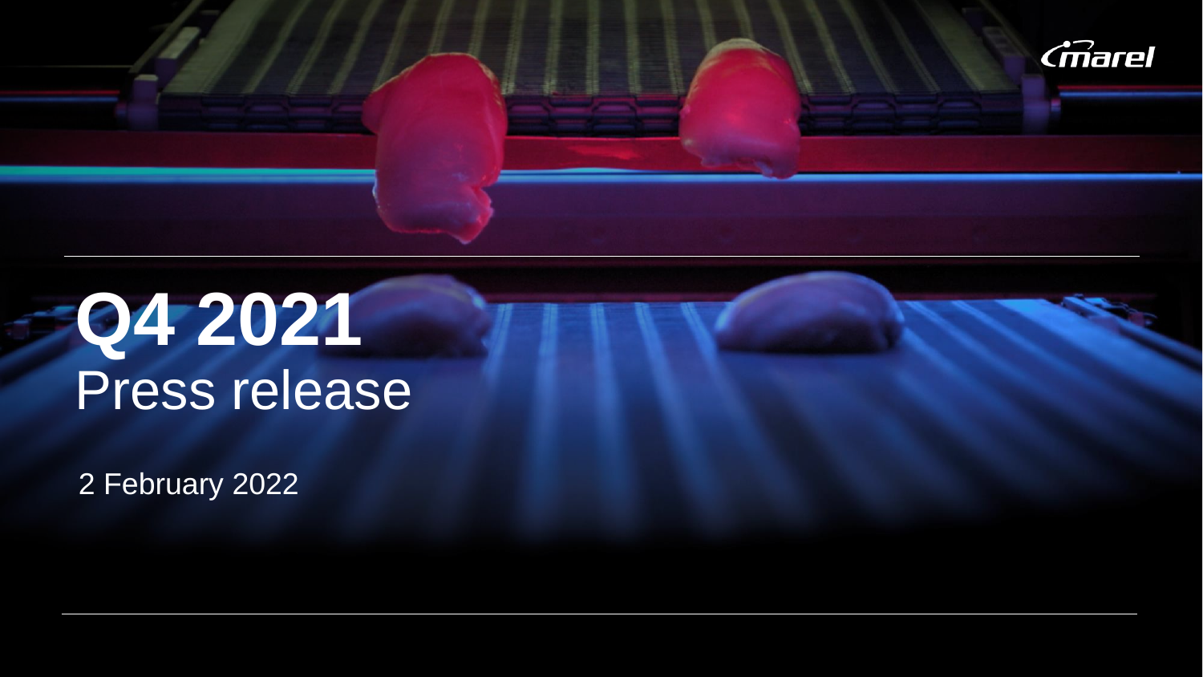marel

# Q4 2021
## Press release

2 February 2022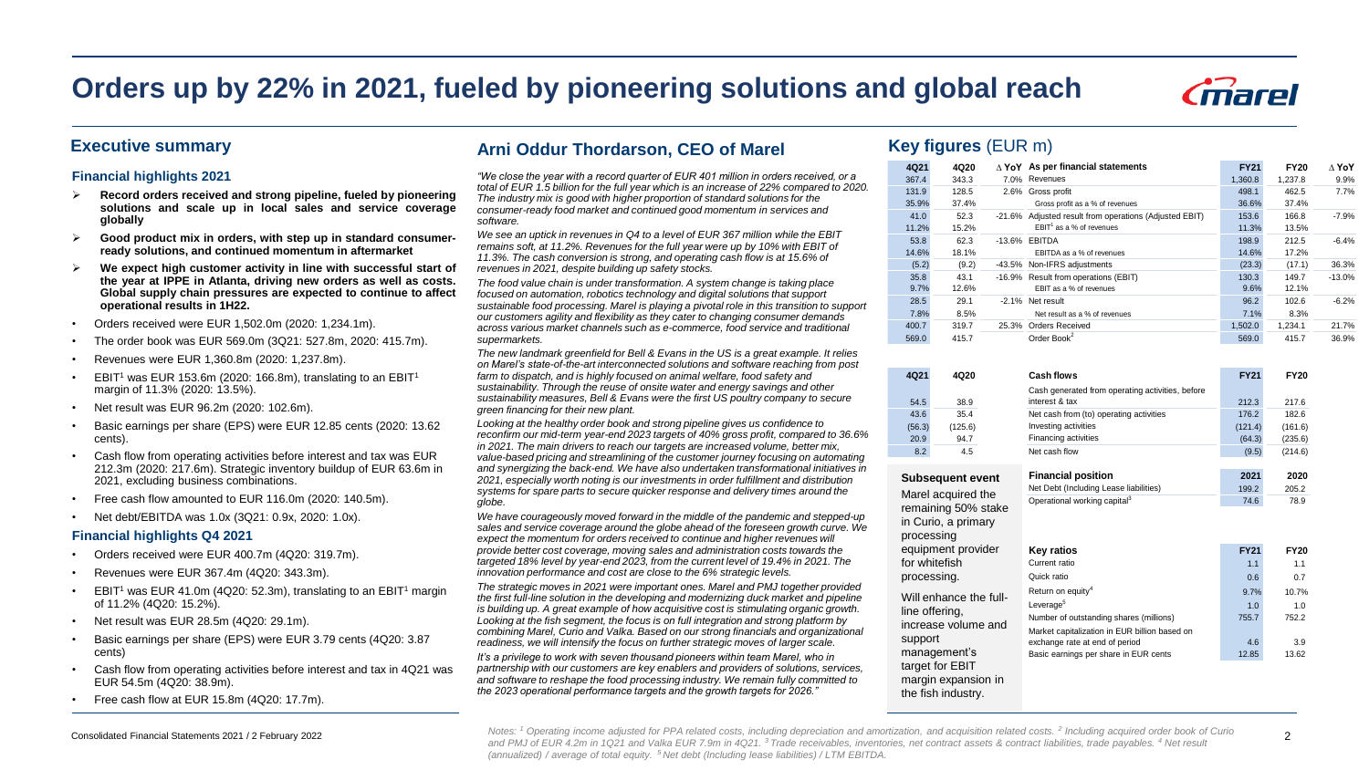# Orders up by 22% in 2021, fueled by pioneering solutions and global reach

## Executive summary

### Financial highlights 2021

- **Record orders received and strong pipeline, fueled by pioneering solutions and scale up in local sales and service coverage globally**
- **Good product mix in orders, with step up in standard consumer-ready solutions, and continued momentum in aftermarket**
- **We expect high customer activity in line with successful start of the year at IPPE in Atlanta, driving new orders as well as costs. Global supply chain pressures are expected to continue to affect operational results in 1H22.**

- Orders received were EUR 1,502.0m (2020: 1,234.1m).
- The order book was EUR 569.0m (3Q21: 527.8m, 2020: 415.7m).
- Revenues were EUR 1,360.8m (2020: 1,237.8m).
- EBIT[1] was EUR 153.6m (2020: 166.8m), translating to an EBIT[1] margin of 11.3% (2020: 13.5%).
- Net result was EUR 96.2m (2020: 102.6m).
- Basic earnings per share (EPS) were EUR 12.85 cents (2020: 13.62 cents).
- Cash flow from operating activities before interest and tax was EUR 212.3m (2020: 217.6m). Strategic inventory buildup of EUR 63.6m in 2021, excluding business combinations.
- Free cash flow amounted to EUR 116.0m (2020: 140.5m).
- Net debt/EBITDA was 1.0x (3Q21: 0.9x, 2020: 1.0x).

### Financial highlights Q4 2021

- Orders received were EUR 400.7m (4Q20: 319.7m).
- Revenues were EUR 367.4m (4Q20: 343.3m).
- EBIT[1] was EUR 41.0m (4Q20: 52.3m), translating to an EBIT[1] margin of 11.2% (4Q20: 15.2%).
- Net result was EUR 28.5m (4Q20: 29.1m).
- Basic earnings per share (EPS) were EUR 3.79 cents (4Q20: 3.87 cents)
- Cash flow from operating activities before interest and tax in 4Q21 was EUR 54.5m (4Q20: 38.9m).
- Free cash flow at EUR 15.8m (4Q20: 17.7m).

## Arni Oddur Thordarson, CEO of Marel

*"We close the year with a record quarter of EUR 401 million in orders received, or a total of EUR 1.5 billion for the full year which is an increase of 22% compared to 2020. The industry mix is good with higher proportion of standard solutions for the consumer-ready food market and continued good momentum in services and software.*

*We see an uptick in revenues in Q4 to a level of EUR 367 million while the EBIT remains soft, at 11.2%. Revenues for the full year were up by 10% with EBIT of 11.3%. The cash conversion is strong, and operating cash flow is at 15.6% of revenues in 2021, despite building up safety stocks.*

*The food value chain is under transformation. A system change is taking place focused on automation, robotics technology and digital solutions that support sustainable food processing. Marel is playing a pivotal role in this transition to support our customers agility and flexibility as they cater to changing consumer demands across various market channels such as e-commerce, food service and traditional supermarkets.*

*The new landmark greenfield for Bell & Evans in the US is a great example. It relies on Marel's state-of-the-art interconnected solutions and software reaching from post farm to dispatch, and is highly focused on animal welfare, food safety and sustainability. Through the reuse of onsite water and energy savings and other sustainability measures, Bell & Evans were the first US poultry company to secure green financing for their new plant.*

*Looking at the healthy order book and strong pipeline gives us confidence to reconfirm our mid-term year-end 2023 targets of 40% gross profit, compared to 36.6% in 2021. The main drivers to reach our targets are increased volume, better mix, value-based pricing and streamlining of the customer journey focusing on automating and synergizing the back-end. We have also undertaken transformational initiatives in 2021, especially worth noting is our investments in order fulfillment and distribution systems for spare parts to secure quicker response and delivery times around the globe.*

*We have courageously moved forward in the middle of the pandemic and stepped-up sales and service coverage around the globe ahead of the foreseen growth curve. We expect the momentum for orders received to continue and higher revenues will provide better cost coverage, moving sales and administration costs towards the targeted 18% level by year-end 2023, from the current level of 19.4% in 2021. The innovation performance and cost are close to the 6% strategic levels.*

*The strategic moves in 2021 were important ones. Marel and PMJ together provided the first full-line solution in the developing and modernizing duck market and pipeline is building up. A great example of how acquisitive cost is stimulating organic growth. Looking at the fish segment, the focus is on full integration and strong platform by combining Marel, Curio and Valka. Based on our strong financials and organizational readiness, we will intensify the focus on further strategic moves of larger scale.*

*It's a privilege to work with seven thousand pioneers within team Marel, who in partnership with our customers are key enablers and providers of solutions, services, and software to reshape the food processing industry. We remain fully committed to the 2023 operational performance targets and the growth targets for 2026."*

## Key figures (EUR m)

| 4Q21 | 4Q20 | Δ YoY | As per financial statements | FY21 | FY20 | Δ YoY |
|---|---|---|---|---|---|---|
| 367.4 | 343.3 | 7.0% | Revenues | 1,360.8 | 1,237.8 | 9.9% |
| 131.9 | 128.5 | 2.6% | Gross profit | 498.1 | 462.5 | 7.7% |
| 35.9% | 37.4% | | Gross profit as a % of revenues | 36.6% | 37.4% | |
| 41.0 | 52.3 | -21.6% | Adjusted result from operations (Adjusted EBIT) | 153.6 | 166.8 | -7.9% |
| 11.2% | 15.2% | | EBIT[1] as a % of revenues | 11.3% | 13.5% | |
| 53.8 | 62.3 | -13.6% | EBITDA | 198.9 | 212.5 | -6.4% |
| 14.6% | 18.1% | | EBITDA as a % of revenues | 14.6% | 17.2% | |
| (5.2) | (9.2) | -43.5% | Non-IFRS adjustments | (23.3) | (17.1) | 36.3% |
| 35.8 | 43.1 | -16.9% | Result from operations (EBIT) | 130.3 | 149.7 | -13.0% |
| 9.7% | 12.6% | | EBIT as a % of revenues | 9.6% | 12.1% | |
| 28.5 | 29.1 | -2.1% | Net result | 96.2 | 102.6 | -6.2% |
| 7.8% | 8.5% | | Net result as a % of revenues | 7.1% | 8.3% | |
| 400.7 | 319.7 | 25.3% | Orders Received | 1,502.0 | 1,234.1 | 21.7% |
| 569.0 | 415.7 | | Order Book[2] | 569.0 | 415.7 | 36.9% |

| 4Q21 | 4Q20 | Cash flows | FY21 | FY20 |
|---|---|---|---|---|
| 54.5 | 38.9 | Cash generated from operating activities, before interest & tax | 212.3 | 217.6 |
| 43.6 | 35.4 | Net cash from (to) operating activities | 176.2 | 182.6 |
| (56.3) | (125.6) | Investing activities | (121.4) | (161.6) |
| 20.9 | 94.7 | Financing activities | (64.3) | (235.6) |
| 8.2 | 4.5 | Net cash flow | (9.5) | (214.6) |

| Financial position | 2021 | 2020 |
|---|---|---|
| Net Debt (Including Lease liabilities) | 199.2 | 205.2 |
| Operational working capital[3] | 74.6 | 78.9 |

| Key ratios | FY21 | FY20 |
|---|---|---|
| Current ratio | 1.1 | 1.1 |
| Quick ratio | 0.6 | 0.7 |
| Return on equity[4] | 9.7% | 10.7% |
| Leverage[5] | 1.0 | 1.0 |
| Number of outstanding shares (millions) | 755.7 | 752.2 |
| Market capitalization in EUR billion based on exchange rate at end of period | 4.6 | 3.9 |
| Basic earnings per share in EUR cents | 12.85 | 13.62 |

### Subsequent event

Marel acquired the remaining 50% stake in Curio, a primary processing equipment provider for whitefish processing.

Will enhance the full-line offering, increase volume and support management's target for EBIT margin expansion in the fish industry.

Consolidated Financial Statements 2021 / 2 February 2022

*Notes: [1] Operating income adjusted for PPA related costs, including depreciation and amortization, and acquisition related costs. [2] Including acquired order book of Curio and PMJ of EUR 4.2m in 1Q21 and Valka EUR 7.9m in 4Q21. [3] Trade receivables, inventories, net contract assets & contract liabilities, trade payables. [4] Net result (annualized) / average of total equity. [5] Net debt (Including lease liabilities) / LTM EBITDA.*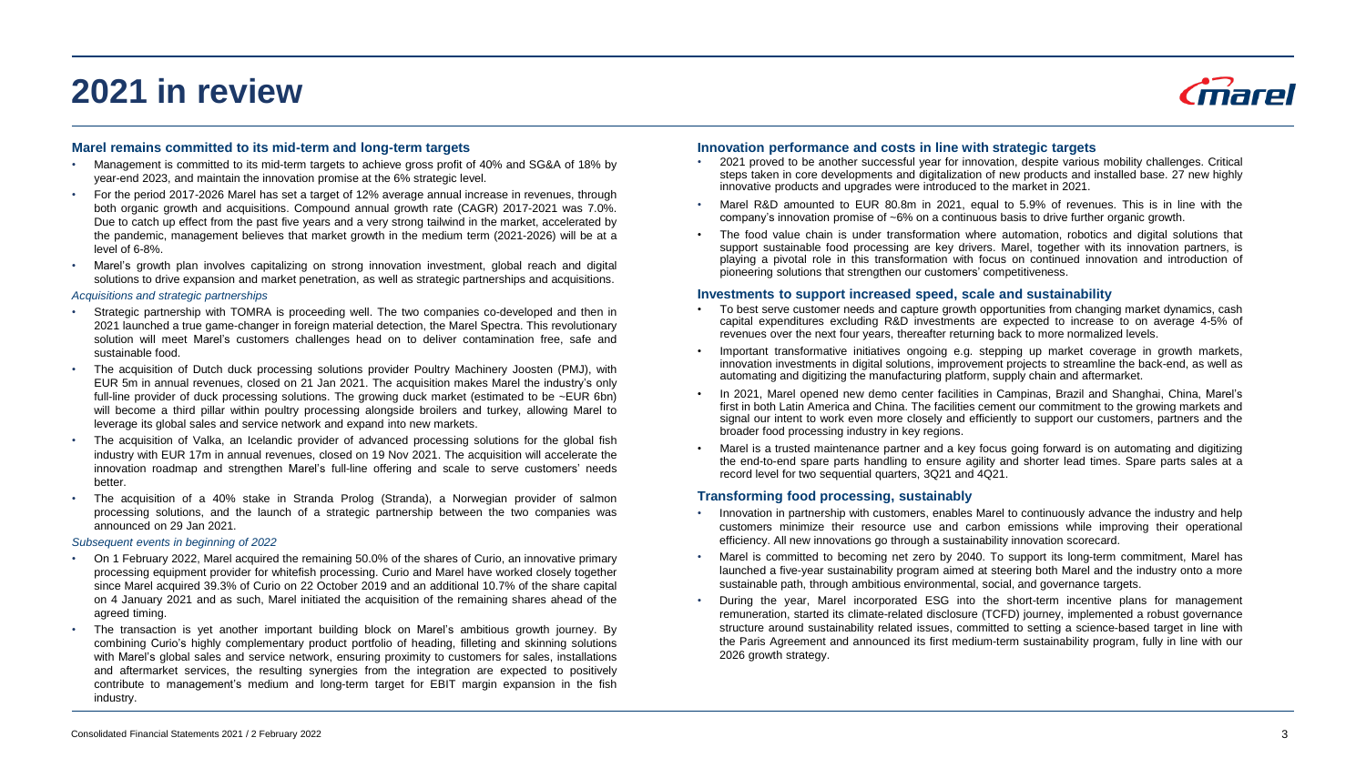# 2021 in review

### Marel remains committed to its mid-term and long-term targets

- Management is committed to its mid-term targets to achieve gross profit of 40% and SG&A of 18% by year-end 2023, and maintain the innovation promise at the 6% strategic level.
- For the period 2017-2026 Marel has set a target of 12% average annual increase in revenues, through both organic growth and acquisitions. Compound annual growth rate (CAGR) 2017-2021 was 7.0%. Due to catch up effect from the past five years and a very strong tailwind in the market, accelerated by the pandemic, management believes that market growth in the medium term (2021-2026) will be at a level of 6-8%.
- Marel's growth plan involves capitalizing on strong innovation investment, global reach and digital solutions to drive expansion and market penetration, as well as strategic partnerships and acquisitions.

*Acquisitions and strategic partnerships*

- Strategic partnership with TOMRA is proceeding well. The two companies co-developed and then in 2021 launched a true game-changer in foreign material detection, the Marel Spectra. This revolutionary solution will meet Marel's customers challenges head on to deliver contamination free, safe and sustainable food.
- The acquisition of Dutch duck processing solutions provider Poultry Machinery Joosten (PMJ), with EUR 5m in annual revenues, closed on 21 Jan 2021. The acquisition makes Marel the industry's only full-line provider of duck processing solutions. The growing duck market (estimated to be ~EUR 6bn) will become a third pillar within poultry processing alongside broilers and turkey, allowing Marel to leverage its global sales and service network and expand into new markets.
- The acquisition of Valka, an Icelandic provider of advanced processing solutions for the global fish industry with EUR 17m in annual revenues, closed on 19 Nov 2021. The acquisition will accelerate the innovation roadmap and strengthen Marel's full-line offering and scale to serve customers' needs better.
- The acquisition of a 40% stake in Stranda Prolog (Stranda), a Norwegian provider of salmon processing solutions, and the launch of a strategic partnership between the two companies was announced on 29 Jan 2021.

*Subsequent events in beginning of 2022*

- On 1 February 2022, Marel acquired the remaining 50.0% of the shares of Curio, an innovative primary processing equipment provider for whitefish processing. Curio and Marel have worked closely together since Marel acquired 39.3% of Curio on 22 October 2019 and an additional 10.7% of the share capital on 4 January 2021 and as such, Marel initiated the acquisition of the remaining shares ahead of the agreed timing.
- The transaction is yet another important building block on Marel's ambitious growth journey. By combining Curio's highly complementary product portfolio of heading, filleting and skinning solutions with Marel's global sales and service network, ensuring proximity to customers for sales, installations and aftermarket services, the resulting synergies from the integration are expected to positively contribute to management's medium and long-term target for EBIT margin expansion in the fish industry.

### Innovation performance and costs in line with strategic targets

- 2021 proved to be another successful year for innovation, despite various mobility challenges. Critical steps taken in core developments and digitalization of new products and installed base. 27 new highly innovative products and upgrades were introduced to the market in 2021.
- Marel R&D amounted to EUR 80.8m in 2021, equal to 5.9% of revenues. This is in line with the company's innovation promise of ~6% on a continuous basis to drive further organic growth.
- The food value chain is under transformation where automation, robotics and digital solutions that support sustainable food processing are key drivers. Marel, together with its innovation partners, is playing a pivotal role in this transformation with focus on continued innovation and introduction of pioneering solutions that strengthen our customers' competitiveness.

### Investments to support increased speed, scale and sustainability

- To best serve customer needs and capture growth opportunities from changing market dynamics, cash capital expenditures excluding R&D investments are expected to increase to on average 4-5% of revenues over the next four years, thereafter returning back to more normalized levels.
- Important transformative initiatives ongoing e.g. stepping up market coverage in growth markets, innovation investments in digital solutions, improvement projects to streamline the back-end, as well as automating and digitizing the manufacturing platform, supply chain and aftermarket.
- In 2021, Marel opened new demo center facilities in Campinas, Brazil and Shanghai, China, Marel's first in both Latin America and China. The facilities cement our commitment to the growing markets and signal our intent to work even more closely and efficiently to support our customers, partners and the broader food processing industry in key regions.
- Marel is a trusted maintenance partner and a key focus going forward is on automating and digitizing the end-to-end spare parts handling to ensure agility and shorter lead times. Spare parts sales at a record level for two sequential quarters, 3Q21 and 4Q21.

### Transforming food processing, sustainably

- Innovation in partnership with customers, enables Marel to continuously advance the industry and help customers minimize their resource use and carbon emissions while improving their operational efficiency. All new innovations go through a sustainability innovation scorecard.
- Marel is committed to becoming net zero by 2040. To support its long-term commitment, Marel has launched a five-year sustainability program aimed at steering both Marel and the industry onto a more sustainable path, through ambitious environmental, social, and governance targets.
- During the year, Marel incorporated ESG into the short-term incentive plans for management remuneration, started its climate-related disclosure (TCFD) journey, implemented a robust governance structure around sustainability related issues, committed to setting a science-based target in line with the Paris Agreement and announced its first medium-term sustainability program, fully in line with our 2026 growth strategy.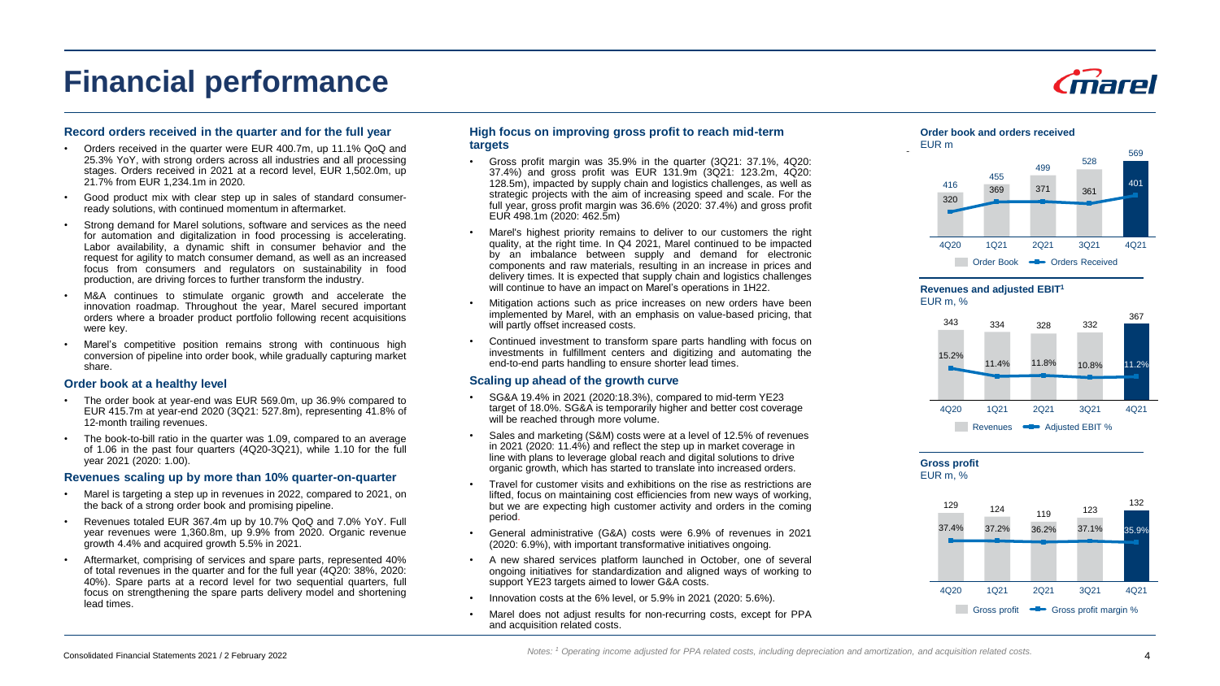# Financial performance

### Record orders received in the quarter and for the full year

- Orders received in the quarter were EUR 400.7m, up 11.1% QoQ and 25.3% YoY, with strong orders across all industries and all processing stages. Orders received in 2021 at a record level, EUR 1,502.0m, up 21.7% from EUR 1,234.1m in 2020.
- Good product mix with clear step up in sales of standard consumer-ready solutions, with continued momentum in aftermarket.
- Strong demand for Marel solutions, software and services as the need for automation and digitalization in food processing is accelerating. Labor availability, a dynamic shift in consumer behavior and the request for agility to match consumer demand, as well as an increased focus from consumers and regulators on sustainability in food production, are driving forces to further transform the industry.
- M&A continues to stimulate organic growth and accelerate the innovation roadmap. Throughout the year, Marel secured important orders where a broader product portfolio following recent acquisitions were key.
- Marel's competitive position remains strong with continuous high conversion of pipeline into order book, while gradually capturing market share.

### Order book at a healthy level

- The order book at year-end was EUR 569.0m, up 36.9% compared to EUR 415.7m at year-end 2020 (3Q21: 527.8m), representing 41.8% of 12-month trailing revenues.
- The book-to-bill ratio in the quarter was 1.09, compared to an average of 1.06 in the past four quarters (4Q20-3Q21), while 1.10 for the full year 2021 (2020: 1.00).

### Revenues scaling up by more than 10% quarter-on-quarter

- Marel is targeting a step up in revenues in 2022, compared to 2021, on the back of a strong order book and promising pipeline.
- Revenues totaled EUR 367.4m up by 10.7% QoQ and 7.0% YoY. Full year revenues were 1,360.8m, up 9.9% from 2020. Organic revenue growth 4.4% and acquired growth 5.5% in 2021.
- Aftermarket, comprising of services and spare parts, represented 40% of total revenues in the quarter and for the full year (4Q20: 38%, 2020: 40%). Spare parts at a record level for two sequential quarters, full focus on strengthening the spare parts delivery model and shortening lead times.

### High focus on improving gross profit to reach mid-term targets

- Gross profit margin was 35.9% in the quarter (3Q21: 37.1%, 4Q20: 37.4%) and gross profit was EUR 131.9m (3Q21: 123.2m, 4Q20: 128.5m), impacted by supply chain and logistics challenges, as well as strategic projects with the aim of increasing speed and scale. For the full year, gross profit margin was 36.6% (2020: 37.4%) and gross profit EUR 498.1m (2020: 462.5m)
- Marel's highest priority remains to deliver to our customers the right quality, at the right time. In Q4 2021, Marel continued to be impacted by an imbalance between supply and demand for electronic components and raw materials, resulting in an increase in prices and delivery times. It is expected that supply chain and logistics challenges will continue to have an impact on Marel's operations in 1H22.
- Mitigation actions such as price increases on new orders have been implemented by Marel, with an emphasis on value-based pricing, that will partly offset increased costs.
- Continued investment to transform spare parts handling with focus on investments in fulfillment centers and digitizing and automating the end-to-end parts handling to ensure shorter lead times.

### Scaling up ahead of the growth curve

- SG&A 19.4% in 2021 (2020:18.3%), compared to mid-term YE23 target of 18.0%. SG&A is temporarily higher and better cost coverage will be reached through more volume.
- Sales and marketing (S&M) costs were at a level of 12.5% of revenues in 2021 (2020: 11.4%) and reflect the step up in market coverage in line with plans to leverage global reach and digital solutions to drive organic growth, which has started to translate into increased orders.
- Travel for customer visits and exhibitions on the rise as restrictions are lifted, focus on maintaining cost efficiencies from new ways of working, but we are expecting high customer activity and orders in the coming period.
- General administrative (G&A) costs were 6.9% of revenues in 2021 (2020: 6.9%), with important transformative initiatives ongoing.
- A new shared services platform launched in October, one of several ongoing initiatives for standardization and aligned ways of working to support YE23 targets aimed to lower G&A costs.
- Innovation costs at the 6% level, or 5.9% in 2021 (2020: 5.6%).
- Marel does not adjust results for non-recurring costs, except for PPA and acquisition related costs.

**Order book and orders received**
EUR m

| | 4Q20 | 1Q21 | 2Q21 | 3Q21 | 4Q21 |
|---|---|---|---|---|---|
| Order Book | 416 | 455 | 499 | 528 | 569 |
| Orders Received | 320 | 369 | 371 | 361 | 401 |

**Revenues and adjusted EBIT[1]**
EUR m, %

| | 4Q20 | 1Q21 | 2Q21 | 3Q21 | 4Q21 |
|---|---|---|---|---|---|
| Revenues | 343 | 334 | 328 | 332 | 367 |
| Adjusted EBIT % | 15.2% | 11.4% | 11.8% | 10.8% | 11.2% |

**Gross profit**
EUR m, %

| | 4Q20 | 1Q21 | 2Q21 | 3Q21 | 4Q21 |
|---|---|---|---|---|---|
| Gross profit | 129 | 124 | 119 | 123 | 132 |
| Gross profit margin % | 37.4% | 37.2% | 36.2% | 37.1% | 35.9% |

*Notes: [1] Operating income adjusted for PPA related costs, including depreciation and amortization, and acquisition related costs.*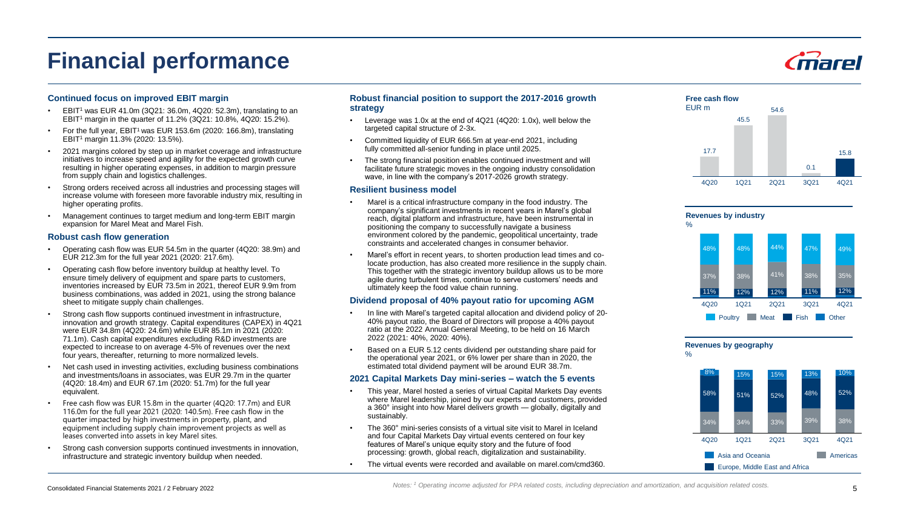# Financial performance

### Continued focus on improved EBIT margin

- EBIT[1] was EUR 41.0m (3Q21: 36.0m, 4Q20: 52.3m), translating to an EBIT[1] margin in the quarter of 11.2% (3Q21: 10.8%, 4Q20: 15.2%).
- For the full year, EBIT[1] was EUR 153.6m (2020: 166.8m), translating EBIT[1] margin 11.3% (2020: 13.5%).
- 2021 margins colored by step up in market coverage and infrastructure initiatives to increase speed and agility for the expected growth curve resulting in higher operating expenses, in addition to margin pressure from supply chain and logistics challenges.
- Strong orders received across all industries and processing stages will increase volume with foreseen more favorable industry mix, resulting in higher operating profits.
- Management continues to target medium and long-term EBIT margin expansion for Marel Meat and Marel Fish.

### Robust cash flow generation

- Operating cash flow was EUR 54.5m in the quarter (4Q20: 38.9m) and EUR 212.3m for the full year 2021 (2020: 217.6m).
- Operating cash flow before inventory buildup at healthy level. To ensure timely delivery of equipment and spare parts to customers, inventories increased by EUR 73.5m in 2021, thereof EUR 9.9m from business combinations, was added in 2021, using the strong balance sheet to mitigate supply chain challenges.
- Strong cash flow supports continued investment in infrastructure, innovation and growth strategy. Capital expenditures (CAPEX) in 4Q21 were EUR 34.8m (4Q20: 24.6m) while EUR 85.1m in 2021 (2020: 71.1m). Cash capital expenditures excluding R&D investments are expected to increase to on average 4-5% of revenues over the next four years, thereafter, returning to more normalized levels.
- Net cash used in investing activities, excluding business combinations and investments/loans in associates, was EUR 29.7m in the quarter (4Q20: 18.4m) and EUR 67.1m (2020: 51.7m) for the full year equivalent.
- Free cash flow was EUR 15.8m in the quarter (4Q20: 17.7m) and EUR 116.0m for the full year 2021 (2020: 140.5m). Free cash flow in the quarter impacted by high investments in property, plant, and equipment including supply chain improvement projects as well as leases converted into assets in key Marel sites.
- Strong cash conversion supports continued investments in innovation, infrastructure and strategic inventory buildup when needed.

### Robust financial position to support the 2017-2016 growth strategy

- Leverage was 1.0x at the end of 4Q21 (4Q20: 1.0x), well below the targeted capital structure of 2-3x.
- Committed liquidity of EUR 666.5m at year-end 2021, including fully committed all-senior funding in place until 2025.
- The strong financial position enables continued investment and will facilitate future strategic moves in the ongoing industry consolidation wave, in line with the company's 2017-2026 growth strategy.

### Resilient business model

- Marel is a critical infrastructure company in the food industry. The company's significant investments in recent years in Marel's global reach, digital platform and infrastructure, have been instrumental in positioning the company to successfully navigate a business environment colored by the pandemic, geopolitical uncertainty, trade constraints and accelerated changes in consumer behavior.
- Marel's effort in recent years, to shorten production lead times and co-locate production, has also created more resilience in the supply chain. This together with the strategic inventory buildup allows us to be more agile during turbulent times, continue to serve customers' needs and ultimately keep the food value chain running.

### Dividend proposal of 40% payout ratio for upcoming AGM

- In line with Marel's targeted capital allocation and dividend policy of 20-40% payout ratio, the Board of Directors will propose a 40% payout ratio at the 2022 Annual General Meeting, to be held on 16 March 2022 (2021: 40%, 2020: 40%).
- Based on a EUR 5.12 cents dividend per outstanding share paid for the operational year 2021, or 6% lower per share than in 2020, the estimated total dividend payment will be around EUR 38.7m.

### 2021 Capital Markets Day mini-series – watch the 5 events

- This year, Marel hosted a series of virtual Capital Markets Day events where Marel leadership, joined by our experts and customers, provided a 360° insight into how Marel delivers growth — globally, digitally and sustainably.
- The 360° mini-series consists of a virtual site visit to Marel in Iceland and four Capital Markets Day virtual events centered on four key features of Marel's unique equity story and the future of food processing: growth, global reach, digitalization and sustainability.
- The virtual events were recorded and available on marel.com/cmd360.

**Free cash flow**
EUR m

| | 4Q20 | 1Q21 | 2Q21 | 3Q21 | 4Q21 |
|---|---|---|---|---|---|
| Free cash flow | 17.7 | 45.5 | 54.6 | 0.1 | 15.8 |

**Revenues by industry**
%

| | 4Q20 | 1Q21 | 2Q21 | 3Q21 | 4Q21 |
|---|---|---|---|---|---|
| Poultry | 48% | 48% | 44% | 47% | 49% |
| Meat | 37% | 38% | 41% | 38% | 35% |
| Fish | 11% | 12% | 12% | 11% | 12% |

**Revenues by geography**
%

| | 4Q20 | 1Q21 | 2Q21 | 3Q21 | 4Q21 |
|---|---|---|---|---|---|
| Asia and Oceania | 8% | 15% | 15% | 13% | 10% |
| Europe, Middle East and Africa | 58% | 51% | 52% | 48% | 52% |
| Americas | 34% | 34% | 33% | 39% | 38% |

Consolidated Financial Statements 2021 / 2 February 2022

*Notes: [1] Operating income adjusted for PPA related costs, including depreciation and amortization, and acquisition related costs.*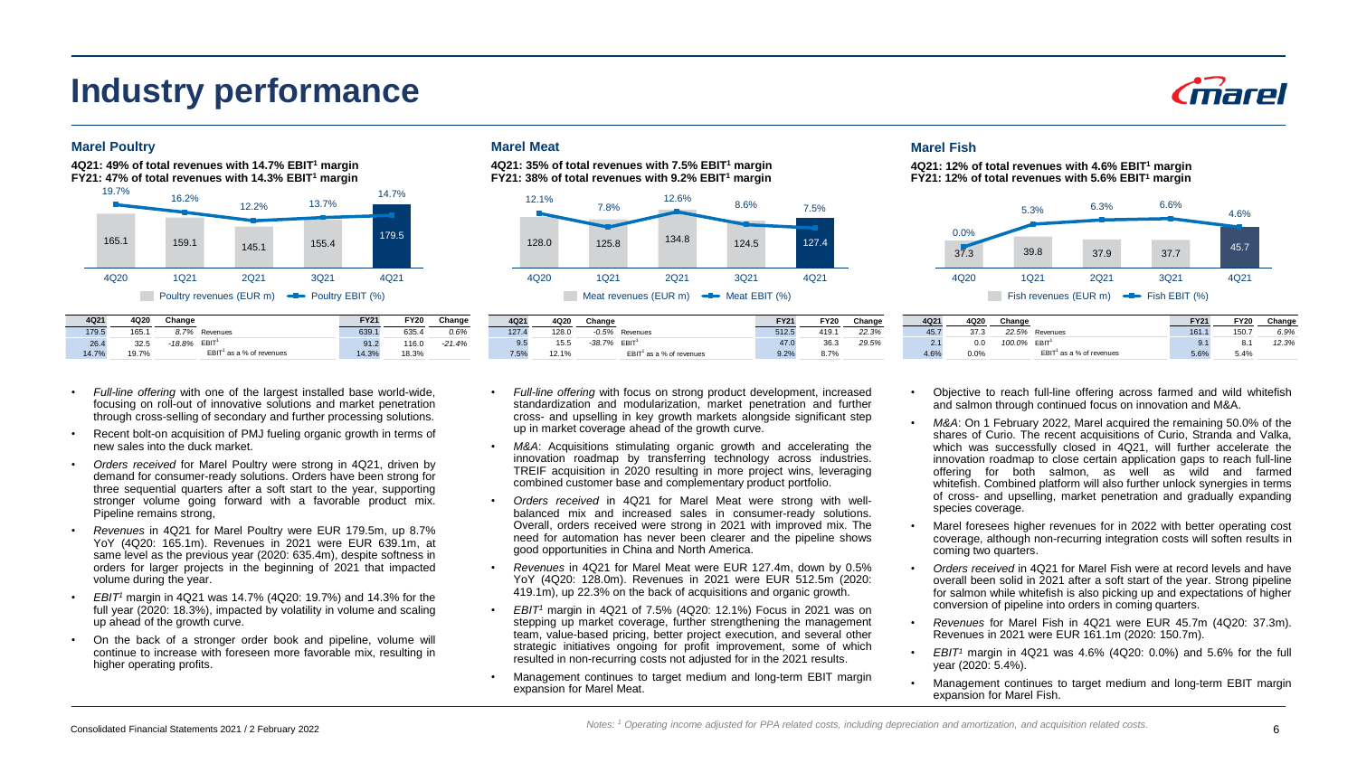# Industry performance

## Marel Poultry

**4Q21: 49% of total revenues with 14.7% EBIT[1] margin**
**FY21: 47% of total revenues with 14.3% EBIT[1] margin**

| | 4Q20 | 1Q21 | 2Q21 | 3Q21 | 4Q21 |
|---|---|---|---|---|---|
| Poultry revenues (EUR m) | 165.1 | 159.1 | 145.1 | 155.4 | 179.5 |
| Poultry EBIT (%) | 19.7% | 16.2% | 12.2% | 13.7% | 14.7% |

| 4Q21 | 4Q20 | Change | | FY21 | FY20 | Change |
|---|---|---|---|---|---|---|
| 179.5 | 165.1 | *8.7%* | Revenues | 639.1 | 635.4 | *0.6%* |
| 26.4 | 32.5 | *-18.8%* | EBIT[1] | 91.2 | 116.0 | *-21.4%* |
| 14.7% | 19.7% | | EBIT[1] as a % of revenues | 14.3% | 18.3% | |

- *Full-line offering* with one of the largest installed base world-wide, focusing on roll-out of innovative solutions and market penetration through cross-selling of secondary and further processing solutions.
- Recent bolt-on acquisition of PMJ fueling organic growth in terms of new sales into the duck market.
- *Orders received* for Marel Poultry were strong in 4Q21, driven by demand for consumer-ready solutions. Orders have been strong for three sequential quarters after a soft start to the year, supporting stronger volume going forward with a favorable product mix. Pipeline remains strong,
- *Revenues* in 4Q21 for Marel Poultry were EUR 179.5m, up 8.7% YoY (4Q20: 165.1m). Revenues in 2021 were EUR 639.1m, at same level as the previous year (2020: 635.4m), despite softness in orders for larger projects in the beginning of 2021 that impacted volume during the year.
- *EBIT[1]* margin in 4Q21 was 14.7% (4Q20: 19.7%) and 14.3% for the full year (2020: 18.3%), impacted by volatility in volume and scaling up ahead of the growth curve.
- On the back of a stronger order book and pipeline, volume will continue to increase with foreseen more favorable mix, resulting in higher operating profits.

## Marel Meat

**4Q21: 35% of total revenues with 7.5% EBIT[1] margin**
**FY21: 38% of total revenues with 9.2% EBIT[1] margin**

| | 4Q20 | 1Q21 | 2Q21 | 3Q21 | 4Q21 |
|---|---|---|---|---|---|
| Meat revenues (EUR m) | 128.0 | 125.8 | 134.8 | 124.5 | 127.4 |
| Meat EBIT (%) | 12.1% | 7.8% | 12.6% | 8.6% | 7.5% |

| 4Q21 | 4Q20 | Change | | FY21 | FY20 | Change |
|---|---|---|---|---|---|---|
| 127.4 | 128.0 | *-0.5%* | Revenues | 512.5 | 419.1 | *22.3%* |
| 9.5 | 15.5 | *-38.7%* | EBIT[1] | 47.0 | 36.3 | *29.5%* |
| 7.5% | 12.1% | | EBIT[1] as a % of revenues | 9.2% | 8.7% | |

- *Full-line offering* with focus on strong product development, increased standardization and modularization, market penetration and further cross- and upselling in key growth markets alongside significant step up in market coverage ahead of the growth curve.
- *M&A*: Acquisitions stimulating organic growth and accelerating the innovation roadmap by transferring technology across industries. TREIF acquisition in 2020 resulting in more project wins, leveraging combined customer base and complementary product portfolio.
- *Orders received* in 4Q21 for Marel Meat were strong with well-balanced mix and increased sales in consumer-ready solutions. Overall, orders received were strong in 2021 with improved mix. The need for automation has never been clearer and the pipeline shows good opportunities in China and North America.
- *Revenues* in 4Q21 for Marel Meat were EUR 127.4m, down by 0.5% YoY (4Q20: 128.0m). Revenues in 2021 were EUR 512.5m (2020: 419.1m), up 22.3% on the back of acquisitions and organic growth.
- *EBIT[1]* margin in 4Q21 of 7.5% (4Q20: 12.1%) Focus in 2021 was on stepping up market coverage, further strengthening the management team, value-based pricing, better project execution, and several other strategic initiatives ongoing for profit improvement, some of which resulted in non-recurring costs not adjusted for in the 2021 results.
- Management continues to target medium and long-term EBIT margin expansion for Marel Meat.

## Marel Fish

**4Q21: 12% of total revenues with 4.6% EBIT[1] margin**
**FY21: 12% of total revenues with 5.6% EBIT[1] margin**

| | 4Q20 | 1Q21 | 2Q21 | 3Q21 | 4Q21 |
|---|---|---|---|---|---|
| Fish revenues (EUR m) | 37.3 | 39.8 | 37.9 | 37.7 | 45.7 |
| Fish EBIT (%) | 0.0% | 5.3% | 6.3% | 6.6% | 4.6% |

| 4Q21 | 4Q20 | Change | | FY21 | FY20 | Change |
|---|---|---|---|---|---|---|
| 45.7 | 37.3 | *22.5%* | Revenues | 161.1 | 150.7 | *6.9%* |
| 2.1 | 0.0 | *100.0%* | EBIT[1] | 9.1 | 8.1 | *12.3%* |
| 4.6% | 0.0% | | EBIT[1] as a % of revenues | 5.6% | 5.4% | |

- Objective to reach full-line offering across farmed and wild whitefish and salmon through continued focus on innovation and M&A.
- *M&A*: On 1 February 2022, Marel acquired the remaining 50.0% of the shares of Curio. The recent acquisitions of Curio, Stranda and Valka, which was successfully closed in 4Q21, will further accelerate the innovation roadmap to close certain application gaps to reach full-line offering for both salmon, as well as wild and farmed whitefish. Combined platform will also further unlock synergies in terms of cross- and upselling, market penetration and gradually expanding species coverage.
- Marel foresees higher revenues for in 2022 with better operating cost coverage, although non-recurring integration costs will soften results in coming two quarters.
- *Orders received* in 4Q21 for Marel Fish were at record levels and have overall been solid in 2021 after a soft start of the year. Strong pipeline for salmon while whitefish is also picking up and expectations of higher conversion of pipeline into orders in coming quarters.
- *Revenues* for Marel Fish in 4Q21 were EUR 45.7m (4Q20: 37.3m). Revenues in 2021 were EUR 161.1m (2020: 150.7m).
- *EBIT[1]* margin in 4Q21 was 4.6% (4Q20: 0.0%) and 5.6% for the full year (2020: 5.4%).
- Management continues to target medium and long-term EBIT margin expansion for Marel Fish.

*Notes: [1] Operating income adjusted for PPA related costs, including depreciation and amortization, and acquisition related costs.*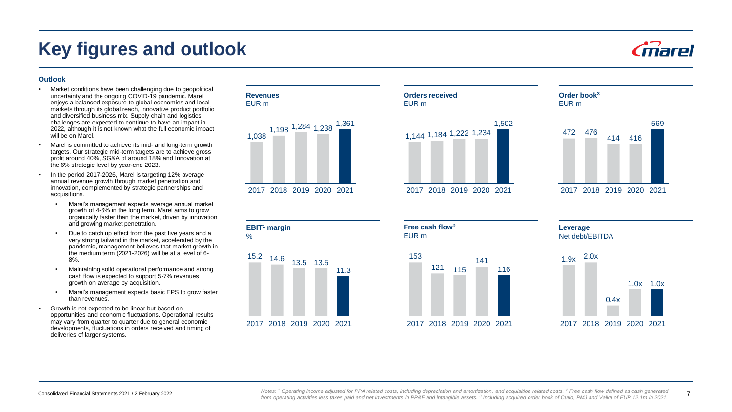# Key figures and outlook

### Outlook

- Market conditions have been challenging due to geopolitical uncertainty and the ongoing COVID-19 pandemic. Marel enjoys a balanced exposure to global economies and local markets through its global reach, innovative product portfolio and diversified business mix. Supply chain and logistics challenges are expected to continue to have an impact in 2022, although it is not known what the full economic impact will be on Marel.
- Marel is committed to achieve its mid- and long-term growth targets. Our strategic mid-term targets are to achieve gross profit around 40%, SG&A of around 18% and Innovation at the 6% strategic level by year-end 2023.
- In the period 2017-2026, Marel is targeting 12% average annual revenue growth through market penetration and innovation, complemented by strategic partnerships and acquisitions.
  - Marel's management expects average annual market growth of 4-6% in the long term. Marel aims to grow organically faster than the market, driven by innovation and growing market penetration.
  - Due to catch up effect from the past five years and a very strong tailwind in the market, accelerated by the pandemic, management believes that market growth in the medium term (2021-2026) will be at a level of 6-8%.
  - Maintaining solid operational performance and strong cash flow is expected to support 5-7% revenues growth on average by acquisition.
  - Marel's management expects basic EPS to grow faster than revenues.
- Growth is not expected to be linear but based on opportunities and economic fluctuations. Operational results may vary from quarter to quarter due to general economic developments, fluctuations in orders received and timing of deliveries of larger systems.

| | 2017 | 2018 | 2019 | 2020 | 2021 |
|---|---|---|---|---|---|
| Revenues (EUR m) | 1,038 | 1,198 | 1,284 | 1,238 | 1,361 |
| Orders received (EUR m) | 1,144 | 1,184 | 1,222 | 1,234 | 1,502 |
| Order book[3] (EUR m) | 472 | 476 | 414 | 416 | 569 |
| EBIT[1] margin (%) | 15.2 | 14.6 | 13.5 | 13.5 | 11.3 |
| Free cash flow[2] (EUR m) | 153 | 121 | 115 | 141 | 116 |
| Leverage (Net debt/EBITDA) | 1.9x | 2.0x | 0.4x | 1.0x | 1.0x |

*Notes: [1] Operating income adjusted for PPA related costs, including depreciation and amortization, and acquisition related costs. [2] Free cash flow defined as cash generated from operating activities less taxes paid and net investments in PP&E and intangible assets. [3] Including acquired order book of Curio, PMJ and Valka of EUR 12.1m in 2021.*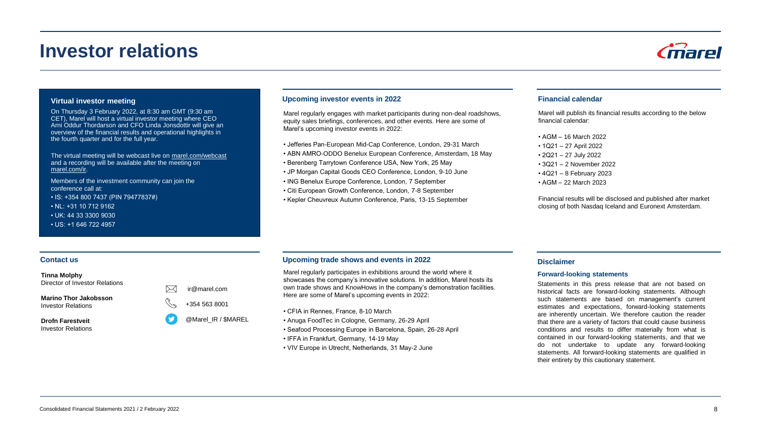# Investor relations

## Virtual investor meeting

On Thursday 3 February 2022, at 8:30 am GMT (9:30 am CET), Marel will host a virtual investor meeting where CEO Arni Oddur Thordarson and CFO Linda Jonsdottir will give an overview of the financial results and operational highlights in the fourth quarter and for the full year.

The virtual meeting will be webcast live on marel.com/webcast and a recording will be available after the meeting on marel.com/ir.

Members of the investment community can join the conference call at:

- IS: +354 800 7437 (PIN 79477837#)
- NL: +31 10 712 9162
- UK: 44 33 3300 9030
- US: +1 646 722 4957

## Upcoming investor events in 2022

Marel regularly engages with market participants during non-deal roadshows, equity sales briefings, conferences, and other events. Here are some of Marel's upcoming investor events in 2022:

- Jefferies Pan-European Mid-Cap Conference, London, 29-31 March
- ABN AMRO-ODDO Benelux European Conference, Amsterdam, 18 May
- Berenberg Tarrytown Conference USA, New York, 25 May
- JP Morgan Capital Goods CEO Conference, London, 9-10 June
- ING Benelux Europe Conference, London, 7 September
- Citi European Growth Conference, London, 7-8 September
- Kepler Cheuvreux Autumn Conference, Paris, 13-15 September

## Financial calendar

Marel will publish its financial results according to the below financial calendar:

- AGM – 16 March 2022
- 1Q21 – 27 April 2022
- 2Q21 – 27 July 2022
- 3Q21 – 2 November 2022
- 4Q21 – 8 February 2023
- AGM – 22 March 2023

Financial results will be disclosed and published after market closing of both Nasdaq Iceland and Euronext Amsterdam.

## Contact us

**Tinna Molphy**
Director of Investor Relations

**Marino Thor Jakobsson**
Investor Relations

**Drofn Farestveit**
Investor Relations

ir@marel.com

+354 563 8001

@Marel_IR / $MAREL

## Upcoming trade shows and events in 2022

Marel regularly participates in exhibitions around the world where it showcases the company's innovative solutions. In addition, Marel hosts its own trade shows and KnowHows in the company's demonstration facilities. Here are some of Marel's upcoming events in 2022:

- CFIA in Rennes, France, 8-10 March
- Anuga FoodTec in Cologne, Germany, 26-29 April
- Seafood Processing Europe in Barcelona, Spain, 26-28 April
- IFFA in Frankfurt, Germany, 14-19 May
- VIV Europe in Utrecht, Netherlands, 31 May-2 June

## Disclaimer

### Forward-looking statements

Statements in this press release that are not based on historical facts are forward-looking statements. Although such statements are based on management's current estimates and expectations, forward-looking statements are inherently uncertain. We therefore caution the reader that there are a variety of factors that could cause business conditions and results to differ materially from what is contained in our forward-looking statements, and that we do not undertake to update any forward-looking statements. All forward-looking statements are qualified in their entirety by this cautionary statement.